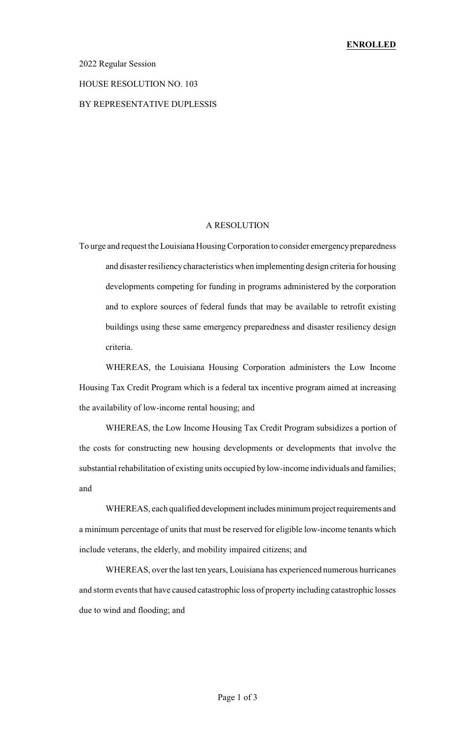**ENROLLED**

2022 Regular Session

HOUSE RESOLUTION NO. 103

BY REPRESENTATIVE DUPLESSIS

A RESOLUTION

To urge and request the Louisiana Housing Corporation to consider emergency preparedness and disaster resiliency characteristics when implementing design criteria for housing developments competing for funding in programs administered by the corporation and to explore sources of federal funds that may be available to retrofit existing buildings using these same emergency preparedness and disaster resiliency design criteria.

WHEREAS, the Louisiana Housing Corporation administers the Low Income Housing Tax Credit Program which is a federal tax incentive program aimed at increasing the availability of low-income rental housing; and

WHEREAS, the Low Income Housing Tax Credit Program subsidizes a portion of the costs for constructing new housing developments or developments that involve the substantial rehabilitation of existing units occupied by low-income individuals and families; and

WHEREAS, each qualified development includes minimum project requirements and a minimum percentage of units that must be reserved for eligible low-income tenants which include veterans, the elderly, and mobility impaired citizens; and

WHEREAS, over the last ten years, Louisiana has experienced numerous hurricanes and storm events that have caused catastrophic loss of property including catastrophic losses due to wind and flooding; and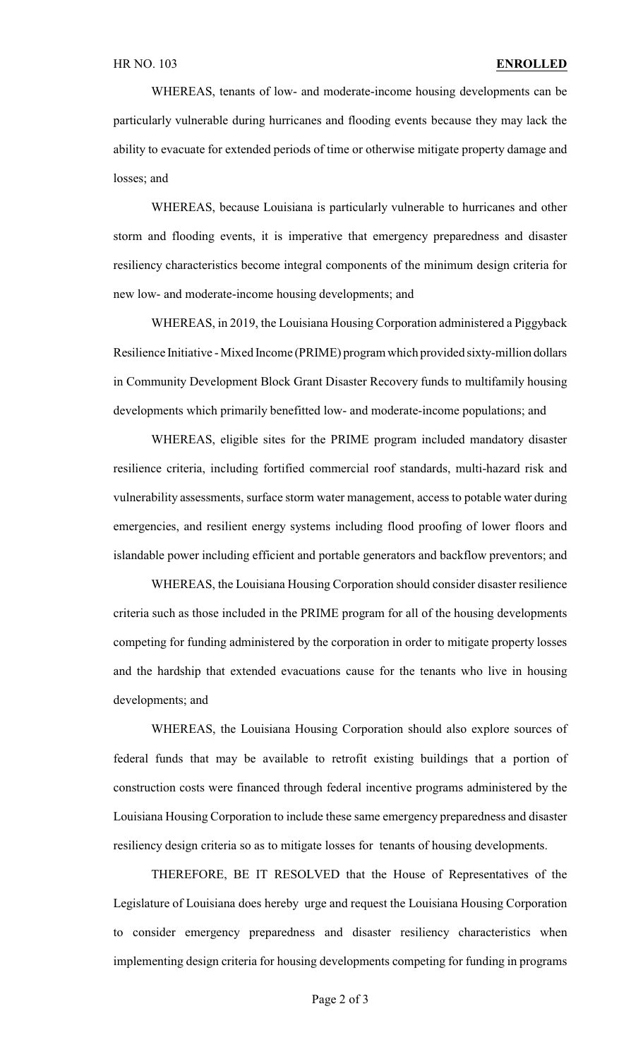WHEREAS, tenants of low- and moderate-income housing developments can be particularly vulnerable during hurricanes and flooding events because they may lack the ability to evacuate for extended periods of time or otherwise mitigate property damage and losses; and

WHEREAS, because Louisiana is particularly vulnerable to hurricanes and other storm and flooding events, it is imperative that emergency preparedness and disaster resiliency characteristics become integral components of the minimum design criteria for new low- and moderate-income housing developments; and

WHEREAS, in 2019, the Louisiana Housing Corporation administered a Piggyback Resilience Initiative - Mixed Income (PRIME) program which provided sixty-million dollars in Community Development Block Grant Disaster Recovery funds to multifamily housing developments which primarily benefitted low- and moderate-income populations; and

WHEREAS, eligible sites for the PRIME program included mandatory disaster resilience criteria, including fortified commercial roof standards, multi-hazard risk and vulnerability assessments, surface storm water management, access to potable water during emergencies, and resilient energy systems including flood proofing of lower floors and islandable power including efficient and portable generators and backflow preventors; and

WHEREAS, the Louisiana Housing Corporation should consider disaster resilience criteria such as those included in the PRIME program for all of the housing developments competing for funding administered by the corporation in order to mitigate property losses and the hardship that extended evacuations cause for the tenants who live in housing developments; and

WHEREAS, the Louisiana Housing Corporation should also explore sources of federal funds that may be available to retrofit existing buildings that a portion of construction costs were financed through federal incentive programs administered by the Louisiana Housing Corporation to include these same emergency preparedness and disaster resiliency design criteria so as to mitigate losses for tenants of housing developments.

THEREFORE, BE IT RESOLVED that the House of Representatives of the Legislature of Louisiana does hereby urge and request the Louisiana Housing Corporation to consider emergency preparedness and disaster resiliency characteristics when implementing design criteria for housing developments competing for funding in programs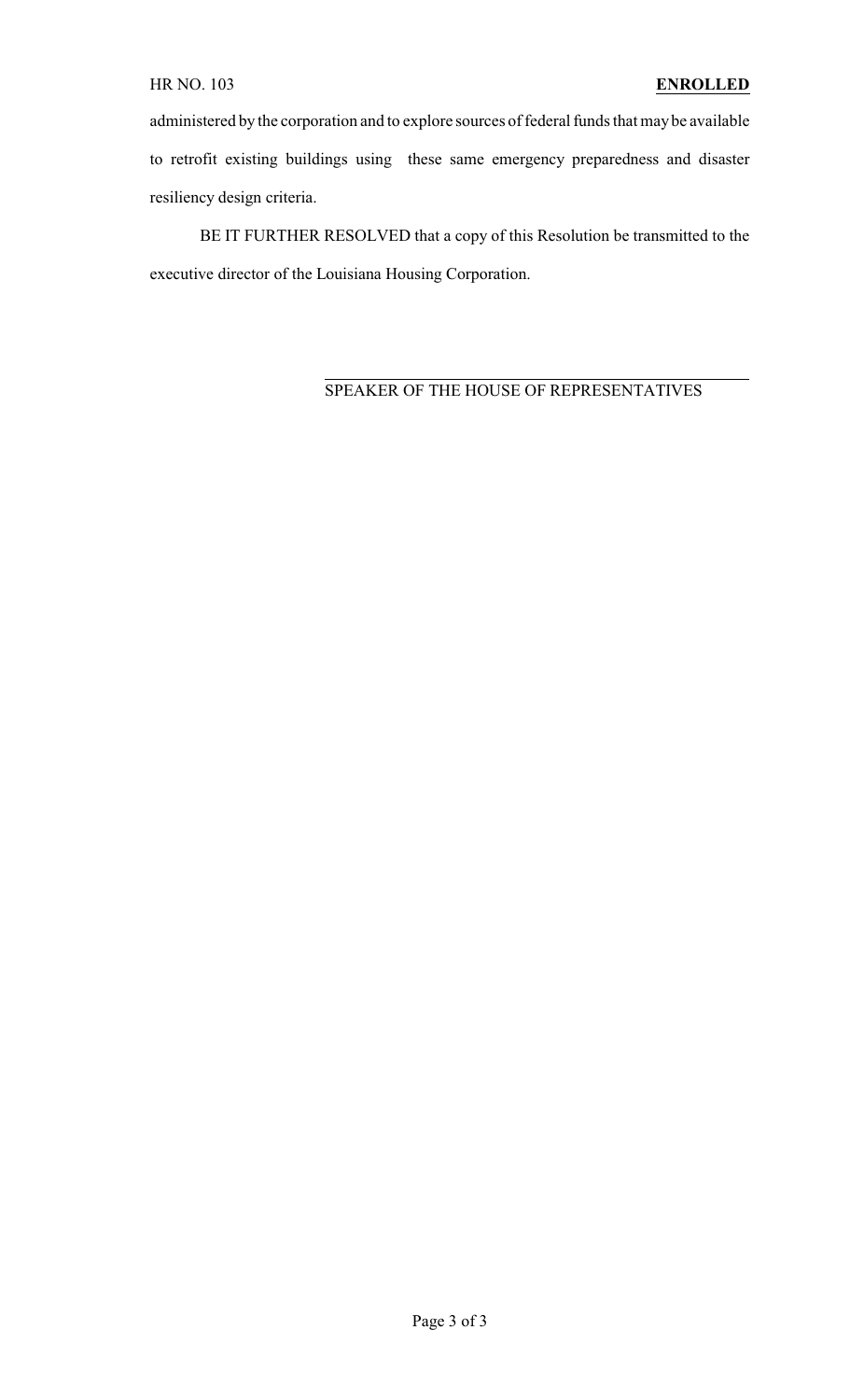administered by the corporation and to explore sources of federal funds that may be available to retrofit existing buildings using these same emergency preparedness and disaster resiliency design criteria.

BE IT FURTHER RESOLVED that a copy of this Resolution be transmitted to the executive director of the Louisiana Housing Corporation.

SPEAKER OF THE HOUSE OF REPRESENTATIVES